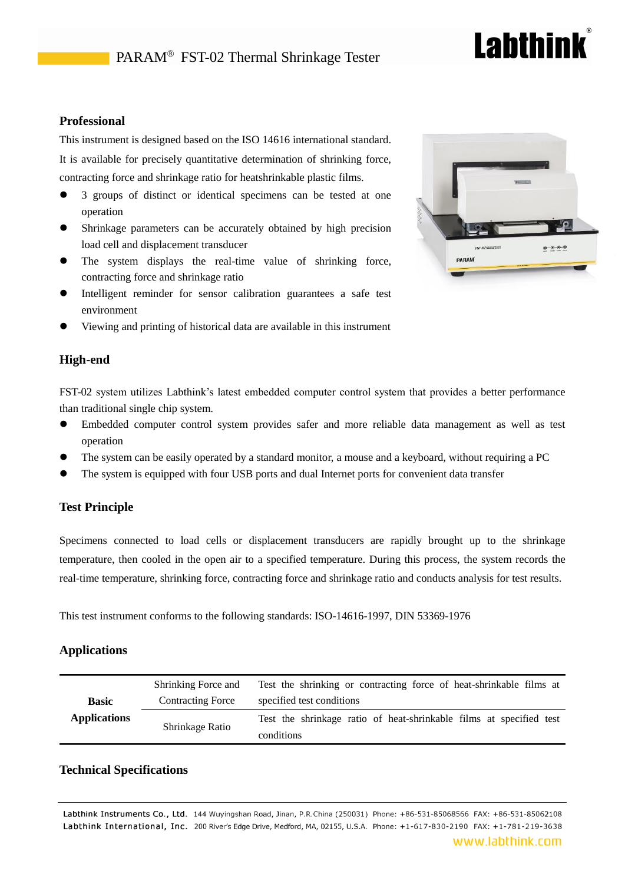# PARAM® FST-02 Thermal Shrinkage Tester

## Professional

This instrument is designed based on the ISO 14616 international standard. It is available for precisely quantitative determination of shrinking force, contracting force and shrinkage ratio for heatshrinkable plastic films.

- 3 groups of distinct or identical specimens can be tested at one operation
- Shrinkage parameters can be accurately obtained by high precision load cell and displacement transducer
- The system displays the real-time value of shrinking force, contracting force and shrinkage ratio
- Intelligent reminder for sensor calibration guarantees a safe test environment
- Viewing and printing of historical data are available in this instrument

## High-end

FST-02 system utilizes Labthink's latest embedded computer control system that provides a better performance than traditional single chip system.

- Embedded computer control system provides safer and more reliable data management as well as test operation
- The system can be easily operated by a standard monitor, a mouse and a keyboard, without requiring a PC
- The system is equipped with four USB ports and dual Internet ports for convenient data transfer

## Test Principle

Specimens connected to load cells or displacement transducers are rapidly brought up to the shrinkage temperature, then cooled in the open air to a specified temperature. During this process, the system records the real-time temperature, shrinking force, contracting force and shrinkage ratio and conducts analysis for test results.

This test instrument conforms to the following standards: ISO-14616-1997, DIN 53369-1976

## Applications

| | | |
|---|---|---|
| **Basic Applications** | Shrinking Force and Contracting Force | Test the shrinking or contracting force of heat-shrinkable films at specified test conditions |
| | Shrinkage Ratio | Test the shrinkage ratio of heat-shrinkable films at specified test conditions |

## Technical Specifications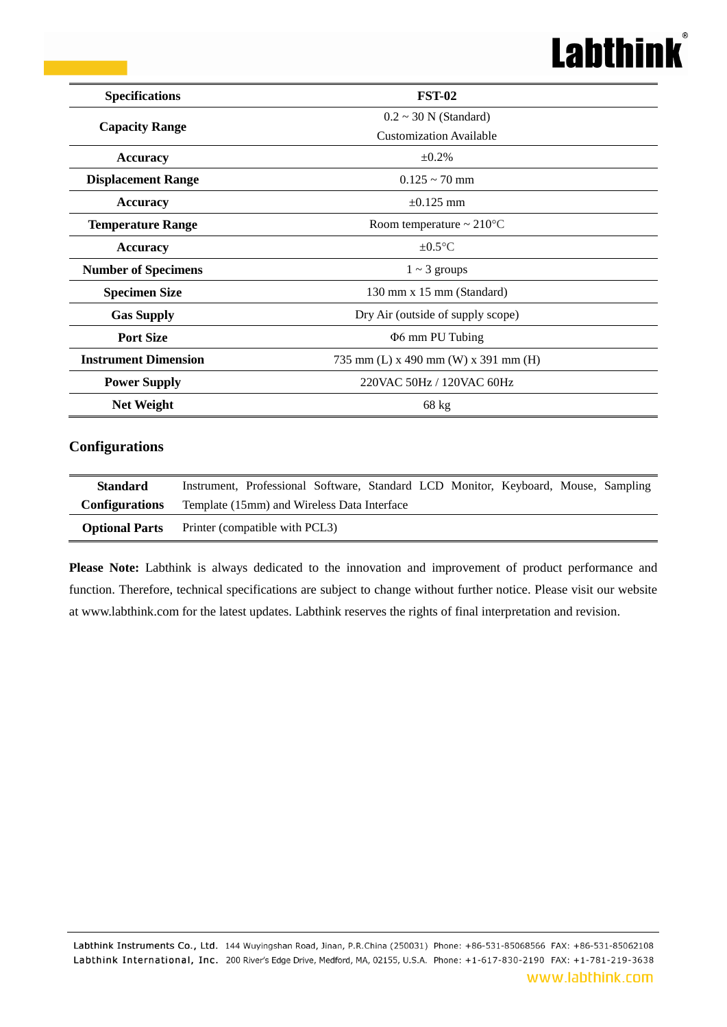| Specifications | FST-02 |
|---|---|
| Capacity Range | 0.2 ~ 30 N (Standard)<br>Customization Available |
| Accuracy | ±0.2% |
| Displacement Range | 0.125 ~ 70 mm |
| Accuracy | ±0.125 mm |
| Temperature Range | Room temperature ~ 210°C |
| Accuracy | ±0.5°C |
| Number of Specimens | 1 ~ 3 groups |
| Specimen Size | 130 mm x 15 mm (Standard) |
| Gas Supply | Dry Air (outside of supply scope) |
| Port Size | Φ6 mm PU Tubing |
| Instrument Dimension | 735 mm (L) x 490 mm (W) x 391 mm (H) |
| Power Supply | 220VAC 50Hz / 120VAC 60Hz |
| Net Weight | 68 kg |

## Configurations

| | |
|---|---|
| **Standard Configurations** | Instrument, Professional Software, Standard LCD Monitor, Keyboard, Mouse, Sampling Template (15mm) and Wireless Data Interface |
| **Optional Parts** | Printer (compatible with PCL3) |

**Please Note:** Labthink is always dedicated to the innovation and improvement of product performance and function. Therefore, technical specifications are subject to change without further notice. Please visit our website at www.labthink.com for the latest updates. Labthink reserves the rights of final interpretation and revision.